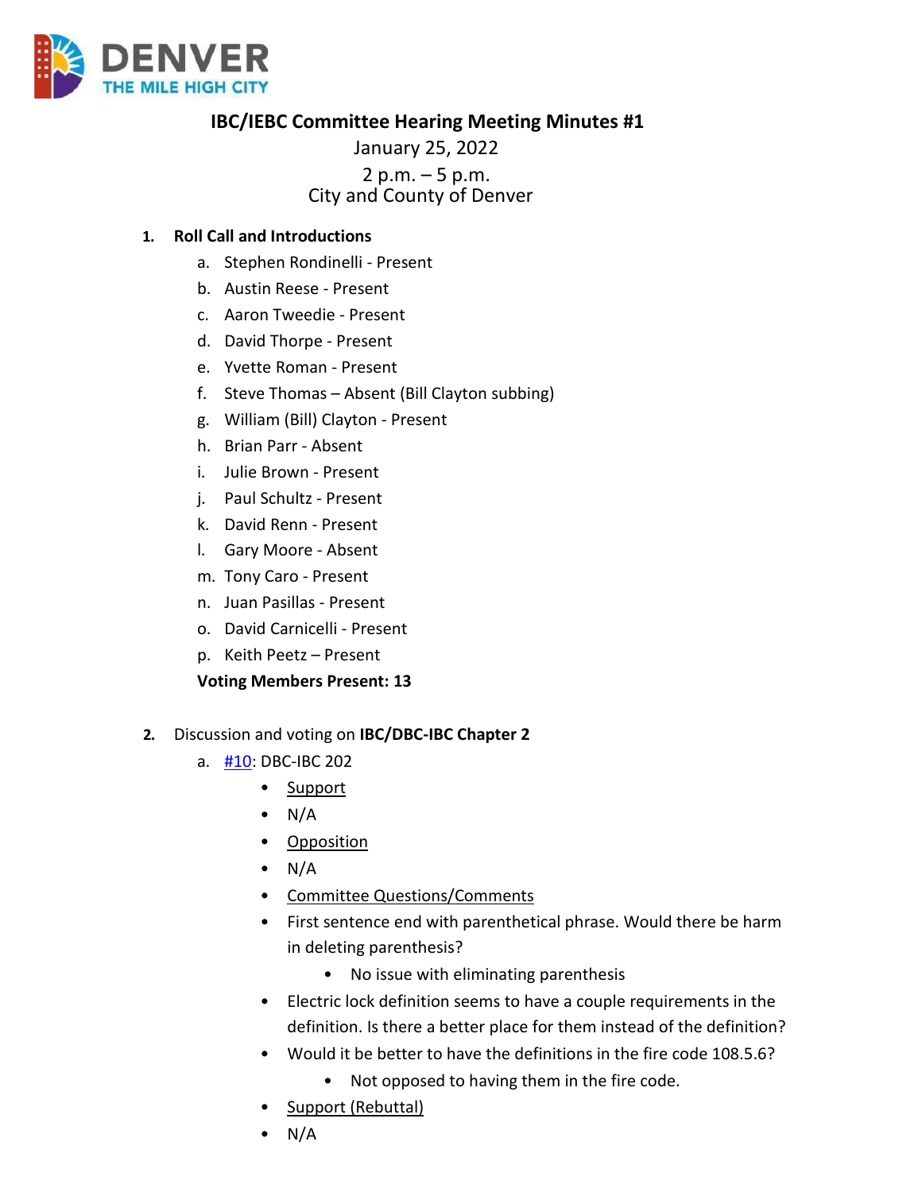# IBC/IEBC Committee Hearing Meeting Minutes #1

January 25, 2022
2 p.m. – 5 p.m.
City and County of Denver

1. **Roll Call and Introductions**
   a. Stephen Rondinelli - Present
   b. Austin Reese - Present
   c. Aaron Tweedie - Present
   d. David Thorpe - Present
   e. Yvette Roman - Present
   f. Steve Thomas – Absent (Bill Clayton subbing)
   g. William (Bill) Clayton - Present
   h. Brian Parr - Absent
   i. Julie Brown - Present
   j. Paul Schultz - Present
   k. David Renn - Present
   l. Gary Moore - Absent
   m. Tony Caro - Present
   n. Juan Pasillas - Present
   o. David Carnicelli - Present
   p. Keith Peetz – Present

   **Voting Members Present: 13**

2. Discussion and voting on **IBC/DBC-IBC Chapter 2**
   a. #10: DBC-IBC 202
      - Support
      - N/A
      - Opposition
      - N/A
      - Committee Questions/Comments
      - First sentence end with parenthetical phrase. Would there be harm in deleting parenthesis?
        - No issue with eliminating parenthesis
      - Electric lock definition seems to have a couple requirements in the definition. Is there a better place for them instead of the definition?
      - Would it be better to have the definitions in the fire code 108.5.6?
        - Not opposed to having them in the fire code.
      - Support (Rebuttal)
      - N/A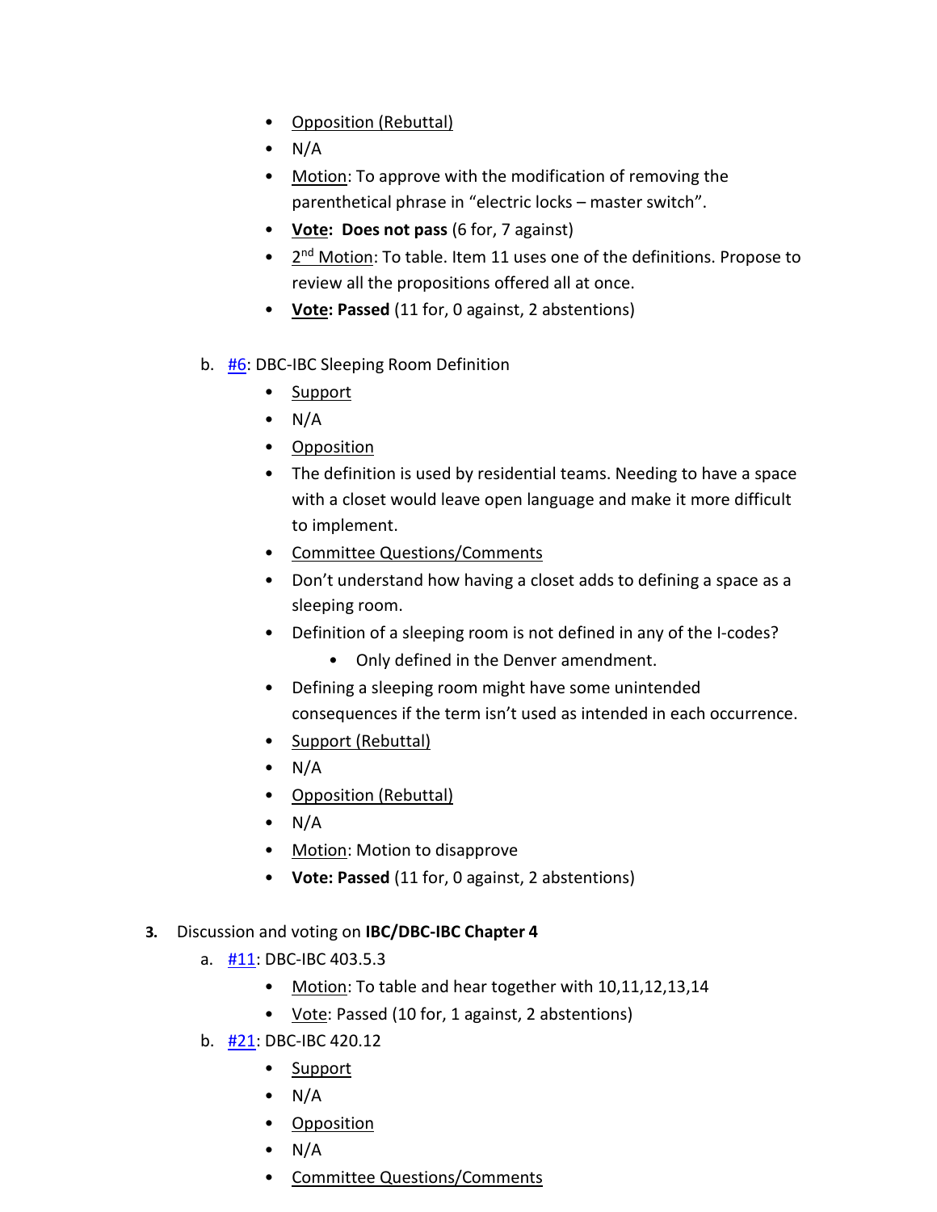- Opposition (Rebuttal)
- N/A
- Motion: To approve with the modification of removing the parenthetical phrase in “electric locks – master switch”.
- **Vote: Does not pass** (6 for, 7 against)
- 2nd Motion: To table. Item 11 uses one of the definitions. Propose to review all the propositions offered all at once.
- **Vote: Passed** (11 for, 0 against, 2 abstentions)

b. #6: DBC-IBC Sleeping Room Definition

- Support
- N/A
- Opposition
- The definition is used by residential teams. Needing to have a space with a closet would leave open language and make it more difficult to implement.
- Committee Questions/Comments
- Don’t understand how having a closet adds to defining a space as a sleeping room.
- Definition of a sleeping room is not defined in any of the I-codes?
  - Only defined in the Denver amendment.
- Defining a sleeping room might have some unintended consequences if the term isn’t used as intended in each occurrence.
- Support (Rebuttal)
- N/A
- Opposition (Rebuttal)
- N/A
- Motion: Motion to disapprove
- **Vote: Passed** (11 for, 0 against, 2 abstentions)

**3.** Discussion and voting on **IBC/DBC-IBC Chapter 4**

a. #11: DBC-IBC 403.5.3

- Motion: To table and hear together with 10,11,12,13,14
- Vote: Passed (10 for, 1 against, 2 abstentions)

b. #21: DBC-IBC 420.12

- Support
- N/A
- Opposition
- N/A
- Committee Questions/Comments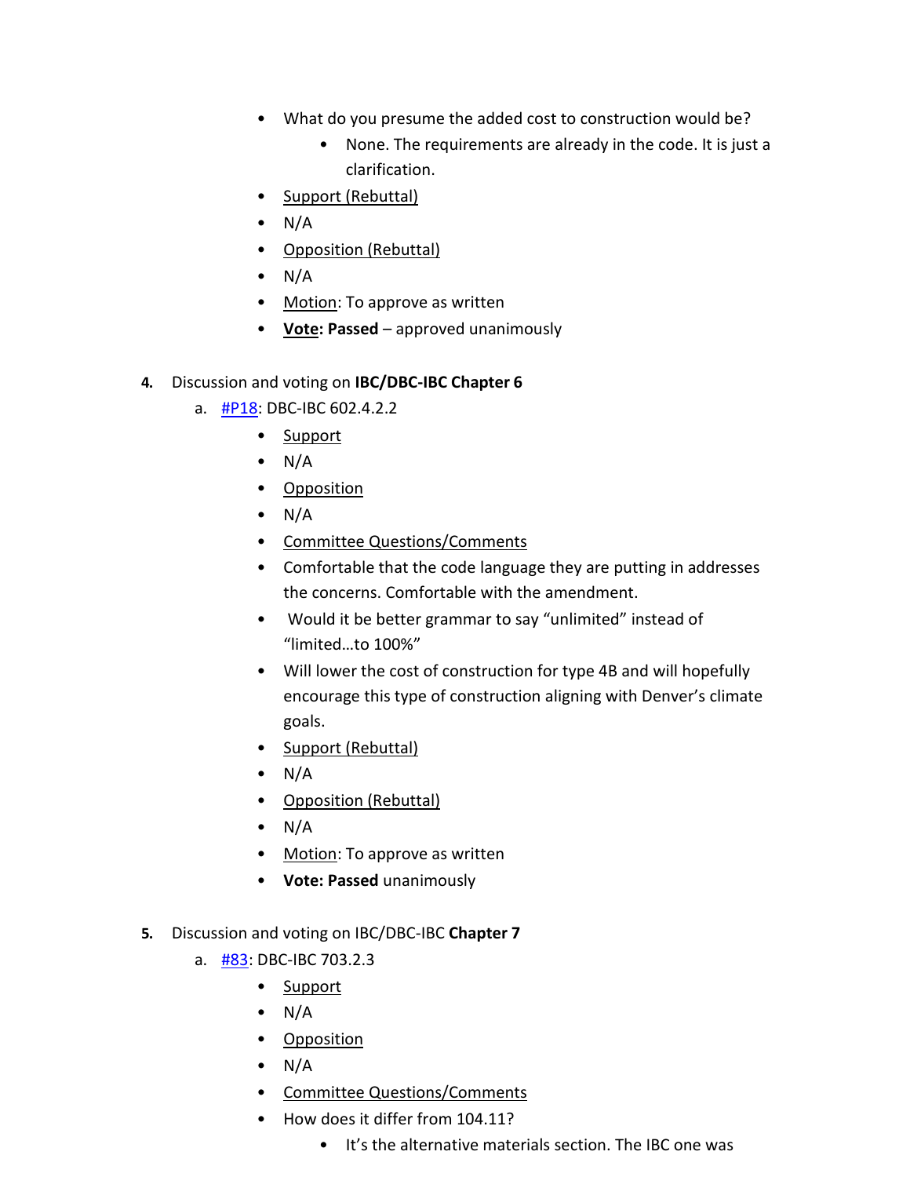- What do you presume the added cost to construction would be?
  - None. The requirements are already in the code. It is just a clarification.
- Support (Rebuttal)
- N/A
- Opposition (Rebuttal)
- N/A
- Motion: To approve as written
- **Vote: Passed** – approved unanimously

**4.** Discussion and voting on **IBC/DBC-IBC Chapter 6**

a. #P18: DBC-IBC 602.4.2.2

- Support
- N/A
- Opposition
- N/A
- Committee Questions/Comments
- Comfortable that the code language they are putting in addresses the concerns. Comfortable with the amendment.
- Would it be better grammar to say "unlimited" instead of "limited…to 100%"
- Will lower the cost of construction for type 4B and will hopefully encourage this type of construction aligning with Denver's climate goals.
- Support (Rebuttal)
- N/A
- Opposition (Rebuttal)
- N/A
- Motion: To approve as written
- **Vote: Passed** unanimously

**5.** Discussion and voting on IBC/DBC-IBC **Chapter 7**

a. #83: DBC-IBC 703.2.3

- Support
- N/A
- Opposition
- N/A
- Committee Questions/Comments
- How does it differ from 104.11?
  - It's the alternative materials section. The IBC one was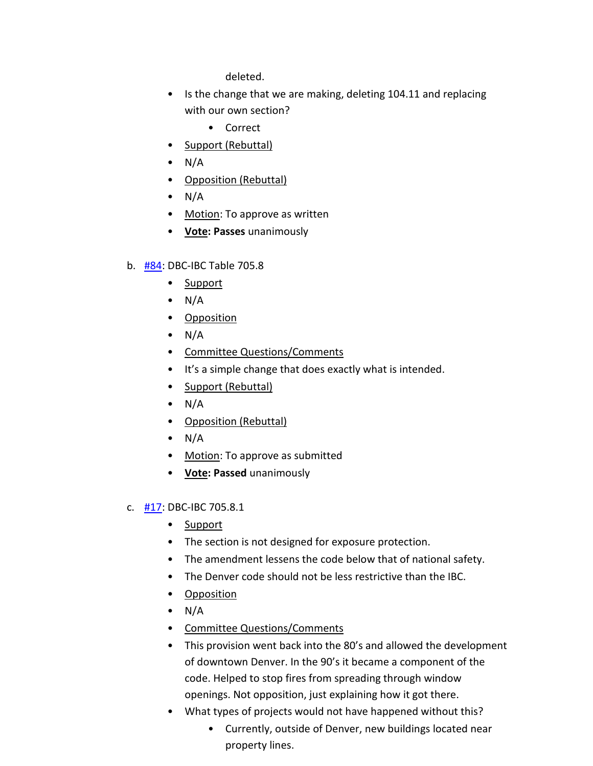deleted.

- Is the change that we are making, deleting 104.11 and replacing with our own section?
    - Correct
- Support (Rebuttal)
- N/A
- Opposition (Rebuttal)
- N/A
- Motion: To approve as written
- **Vote: Passes** unanimously

b. #84: DBC-IBC Table 705.8

- Support
- N/A
- Opposition
- N/A
- Committee Questions/Comments
- It's a simple change that does exactly what is intended.
- Support (Rebuttal)
- N/A
- Opposition (Rebuttal)
- N/A
- Motion: To approve as submitted
- **Vote: Passed** unanimously

c. #17: DBC-IBC 705.8.1

- Support
- The section is not designed for exposure protection.
- The amendment lessens the code below that of national safety.
- The Denver code should not be less restrictive than the IBC.
- Opposition
- N/A
- Committee Questions/Comments
- This provision went back into the 80's and allowed the development of downtown Denver. In the 90's it became a component of the code. Helped to stop fires from spreading through window openings. Not opposition, just explaining how it got there.
- What types of projects would not have happened without this?
    - Currently, outside of Denver, new buildings located near property lines.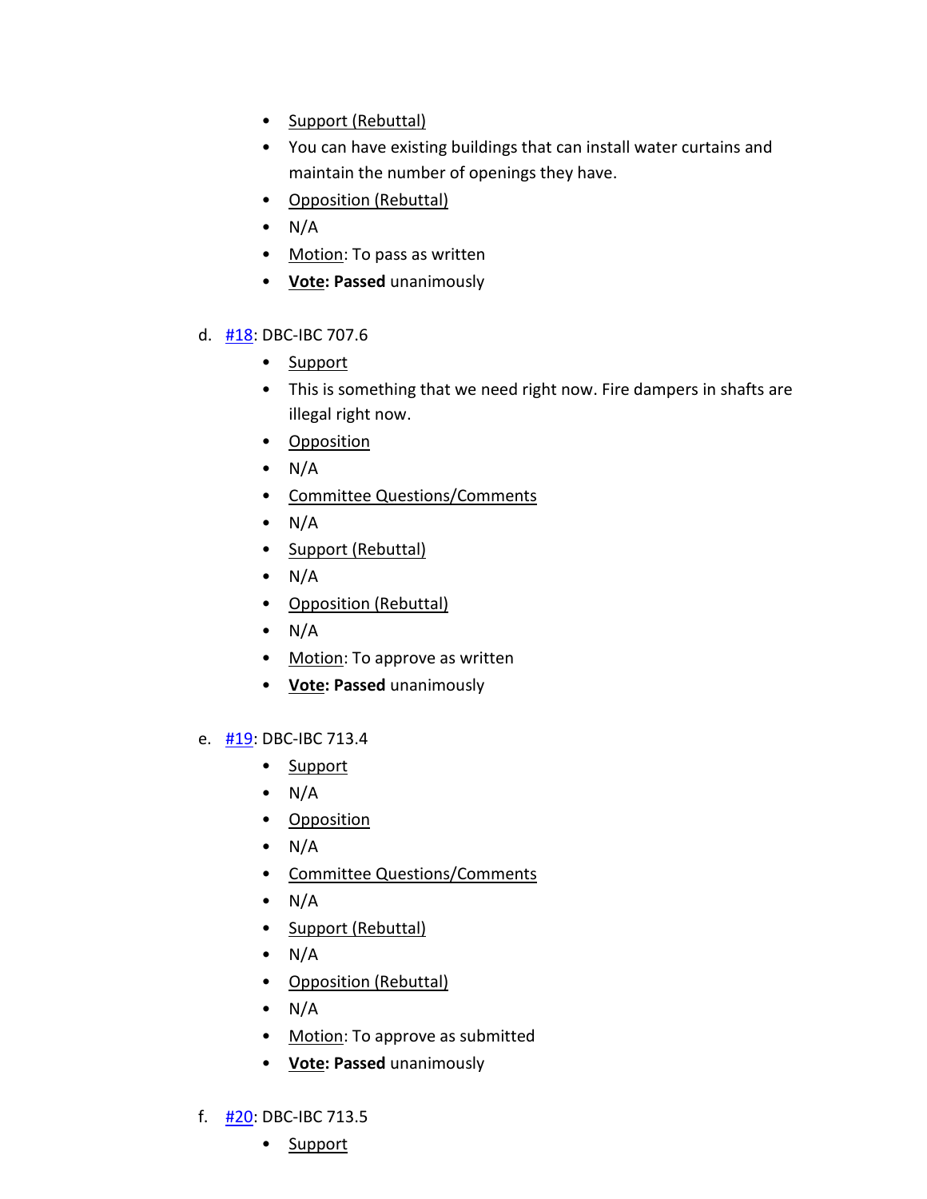- Support (Rebuttal)
- You can have existing buildings that can install water curtains and maintain the number of openings they have.
- Opposition (Rebuttal)
- N/A
- Motion: To pass as written
- **Vote: Passed** unanimously

d. #18: DBC-IBC 707.6

- Support
- This is something that we need right now. Fire dampers in shafts are illegal right now.
- Opposition
- N/A
- Committee Questions/Comments
- N/A
- Support (Rebuttal)
- N/A
- Opposition (Rebuttal)
- N/A
- Motion: To approve as written
- **Vote: Passed** unanimously

e. #19: DBC-IBC 713.4

- Support
- N/A
- Opposition
- N/A
- Committee Questions/Comments
- N/A
- Support (Rebuttal)
- N/A
- Opposition (Rebuttal)
- N/A
- Motion: To approve as submitted
- **Vote: Passed** unanimously

f. #20: DBC-IBC 713.5

- Support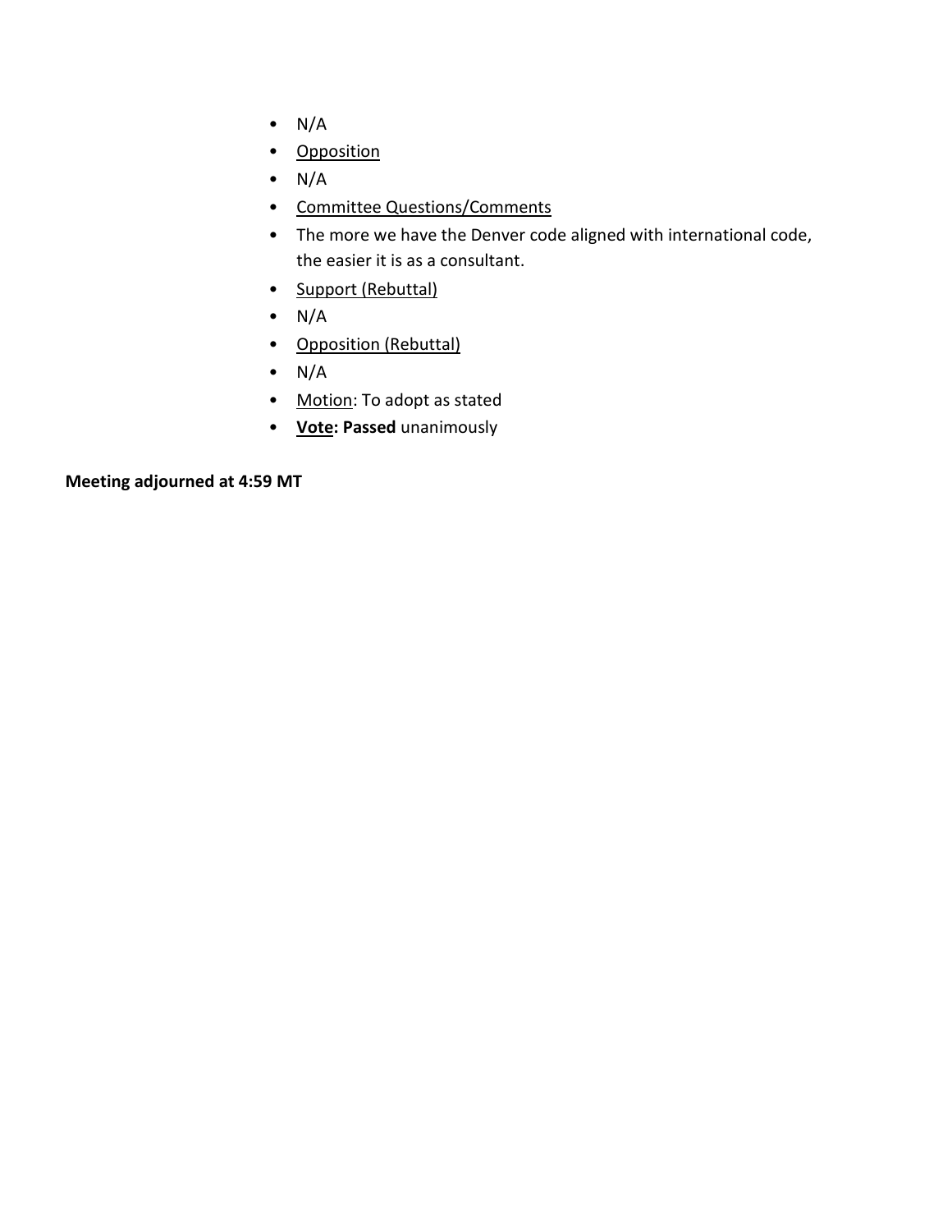- N/A
- <u>Opposition</u>
- N/A
- <u>Committee Questions/Comments</u>
- The more we have the Denver code aligned with international code, the easier it is as a consultant.
- <u>Support (Rebuttal)</u>
- N/A
- <u>Opposition (Rebuttal)</u>
- N/A
- <u>Motion</u>: To adopt as stated
- **<u>Vote</u>: Passed** unanimously

**Meeting adjourned at 4:59 MT**